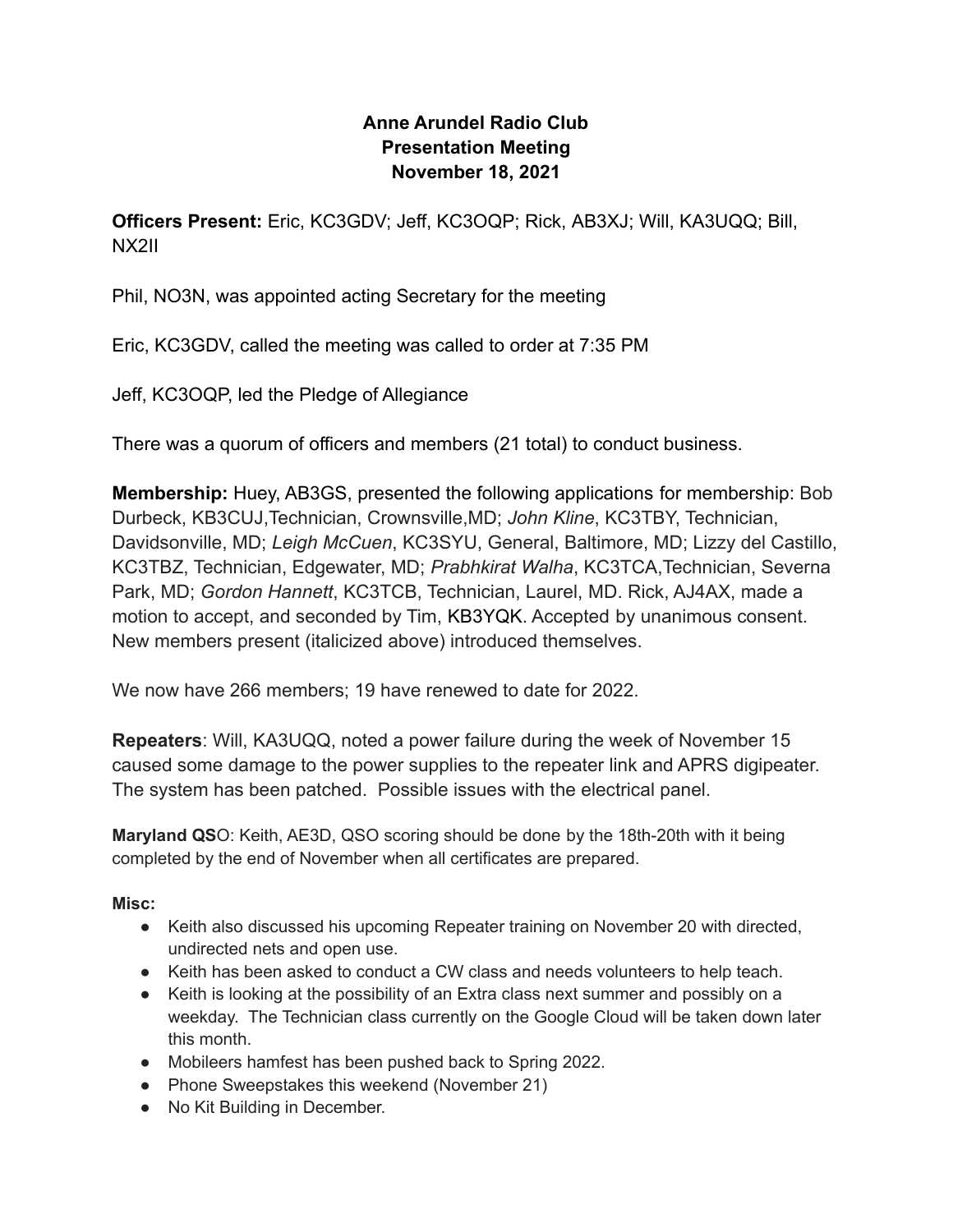# Anne Arundel Radio Club
## Presentation Meeting
## November 18, 2021

**Officers Present:** Eric, KC3GDV; Jeff, KC3OQP; Rick, AB3XJ; Will, KA3UQQ; Bill, NX2II

Phil, NO3N, was appointed acting Secretary for the meeting

Eric, KC3GDV, called the meeting was called to order at 7:35 PM

Jeff, KC3OQP, led the Pledge of Allegiance

There was a quorum of officers and members (21 total) to conduct business.

**Membership:** Huey, AB3GS, presented the following applications for membership: Bob Durbeck, KB3CUJ,Technician, Crownsville,MD; *John Kline*, KC3TBY, Technician, Davidsonville, MD; *Leigh McCuen*, KC3SYU, General, Baltimore, MD; Lizzy del Castillo, KC3TBZ, Technician, Edgewater, MD; *Prabhkirat Walha*, KC3TCA,Technician, Severna Park, MD; *Gordon Hannett*, KC3TCB, Technician, Laurel, MD. Rick, AJ4AX, made a motion to accept, and seconded by Tim, KB3YQK. Accepted by unanimous consent. New members present (italicized above) introduced themselves.

We now have 266 members; 19 have renewed to date for 2022.

**Repeaters**: Will, KA3UQQ, noted a power failure during the week of November 15 caused some damage to the power supplies to the repeater link and APRS digipeater. The system has been patched. Possible issues with the electrical panel.

**Maryland QS**O: Keith, AE3D, QSO scoring should be done by the 18th-20th with it being completed by the end of November when all certificates are prepared.

**Misc:**

- Keith also discussed his upcoming Repeater training on November 20 with directed, undirected nets and open use.
- Keith has been asked to conduct a CW class and needs volunteers to help teach.
- Keith is looking at the possibility of an Extra class next summer and possibly on a weekday. The Technician class currently on the Google Cloud will be taken down later this month.
- Mobileers hamfest has been pushed back to Spring 2022.
- Phone Sweepstakes this weekend (November 21)
- No Kit Building in December.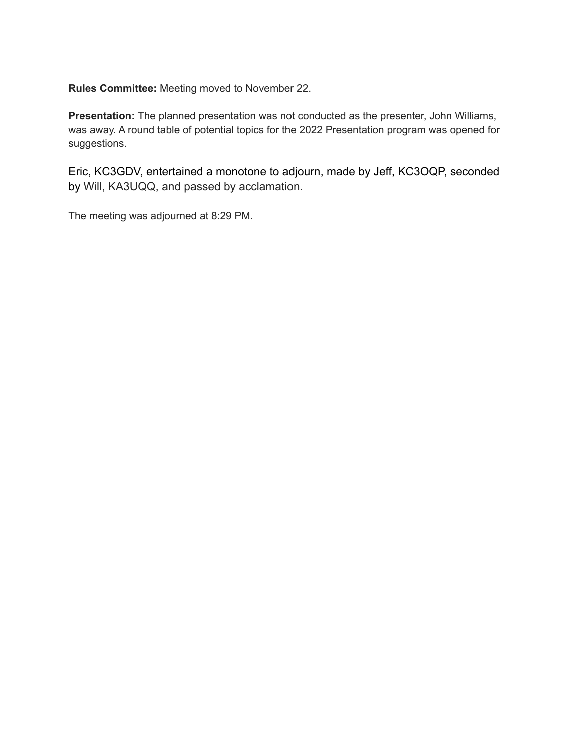**Rules Committee:** Meeting moved to November 22.

**Presentation:** The planned presentation was not conducted as the presenter, John Williams, was away. A round table of potential topics for the 2022 Presentation program was opened for suggestions.

Eric, KC3GDV, entertained a monotone to adjourn, made by Jeff, KC3OQP, seconded by Will, KA3UQQ, and passed by acclamation.

The meeting was adjourned at 8:29 PM.